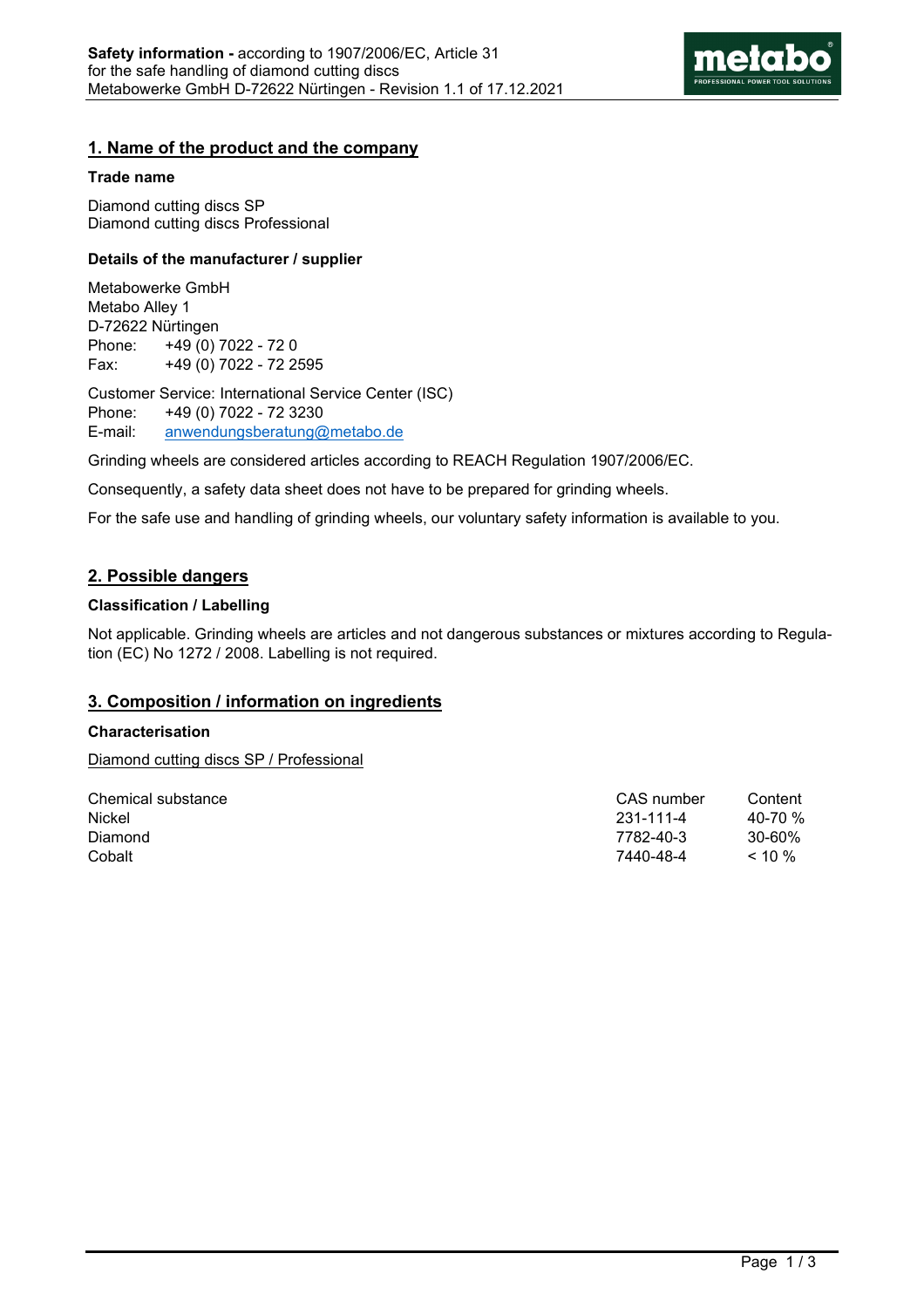# 1. Name of the product and the company

### Trade name

Diamond cutting discs SP
Diamond cutting discs Professional

### Details of the manufacturer / supplier

Metabowerke GmbH
Metabo Alley 1
D-72622 Nürtingen
Phone: +49 (0) 7022 - 72 0
Fax: +49 (0) 7022 - 72 2595

Customer Service: International Service Center (ISC)
Phone: +49 (0) 7022 - 72 3230
E-mail: anwendungsberatung@metabo.de

Grinding wheels are considered articles according to REACH Regulation 1907/2006/EC.

Consequently, a safety data sheet does not have to be prepared for grinding wheels.

For the safe use and handling of grinding wheels, our voluntary safety information is available to you.

# 2. Possible dangers

### Classification / Labelling

Not applicable. Grinding wheels are articles and not dangerous substances or mixtures according to Regulation (EC) No 1272 / 2008. Labelling is not required.

# 3. Composition / information on ingredients

### Characterisation

Diamond cutting discs SP / Professional

| Chemical substance | CAS number | Content |
|---|---|---|
| Nickel | 231-111-4 | 40-70 % |
| Diamond | 7782-40-3 | 30-60% |
| Cobalt | 7440-48-4 | < 10 % |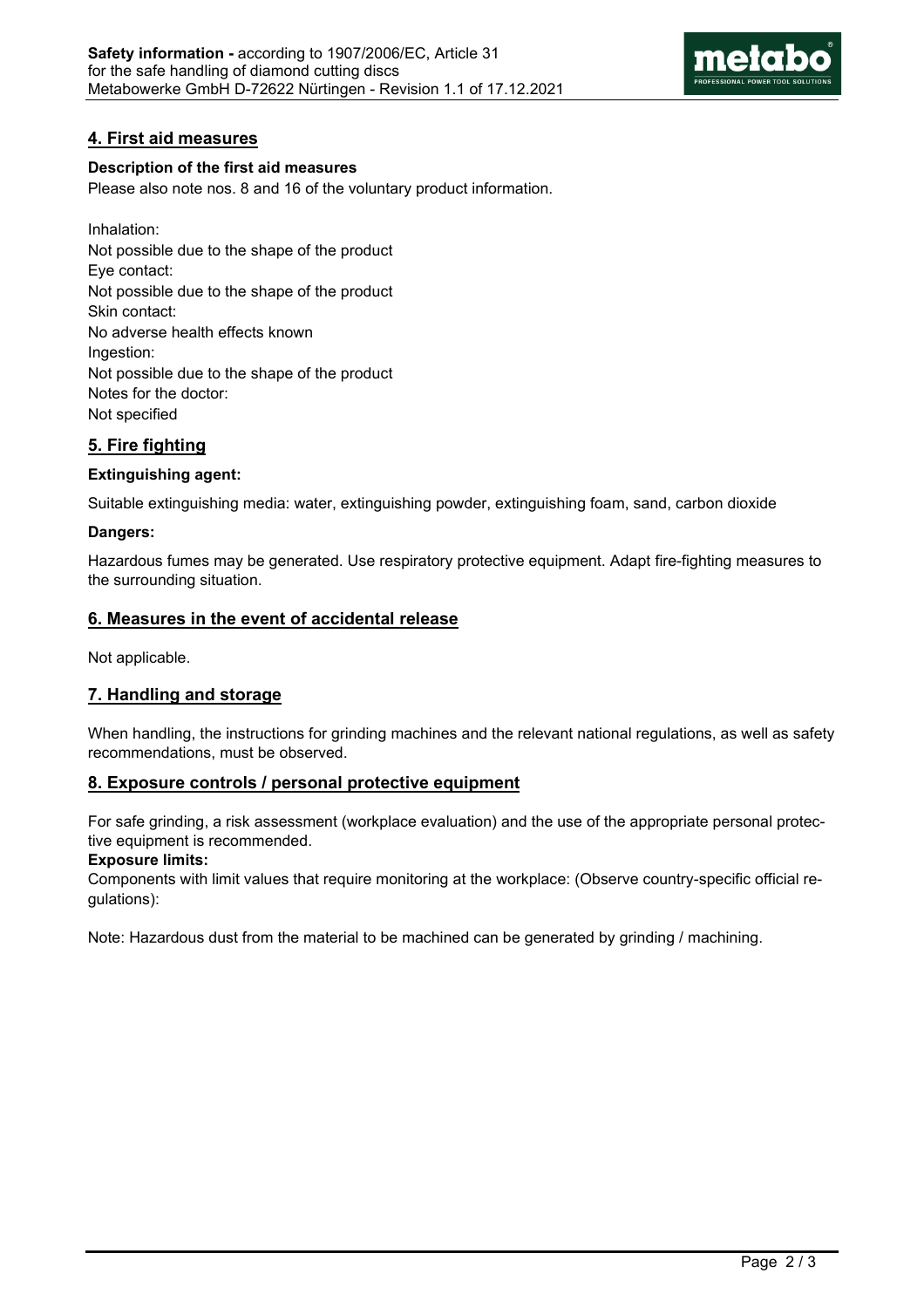## 4. First aid measures

**Description of the first aid measures**

Please also note nos. 8 and 16 of the voluntary product information.

Inhalation:
Not possible due to the shape of the product
Eye contact:
Not possible due to the shape of the product
Skin contact:
No adverse health effects known
Ingestion:
Not possible due to the shape of the product
Notes for the doctor:
Not specified

## 5. Fire fighting

**Extinguishing agent:**

Suitable extinguishing media: water, extinguishing powder, extinguishing foam, sand, carbon dioxide

**Dangers:**

Hazardous fumes may be generated. Use respiratory protective equipment. Adapt fire-fighting measures to the surrounding situation.

## 6. Measures in the event of accidental release

Not applicable.

## 7. Handling and storage

When handling, the instructions for grinding machines and the relevant national regulations, as well as safety recommendations, must be observed.

## 8. Exposure controls / personal protective equipment

For safe grinding, a risk assessment (workplace evaluation) and the use of the appropriate personal protective equipment is recommended.

**Exposure limits:**

Components with limit values that require monitoring at the workplace: (Observe country-specific official regulations):

Note: Hazardous dust from the material to be machined can be generated by grinding / machining.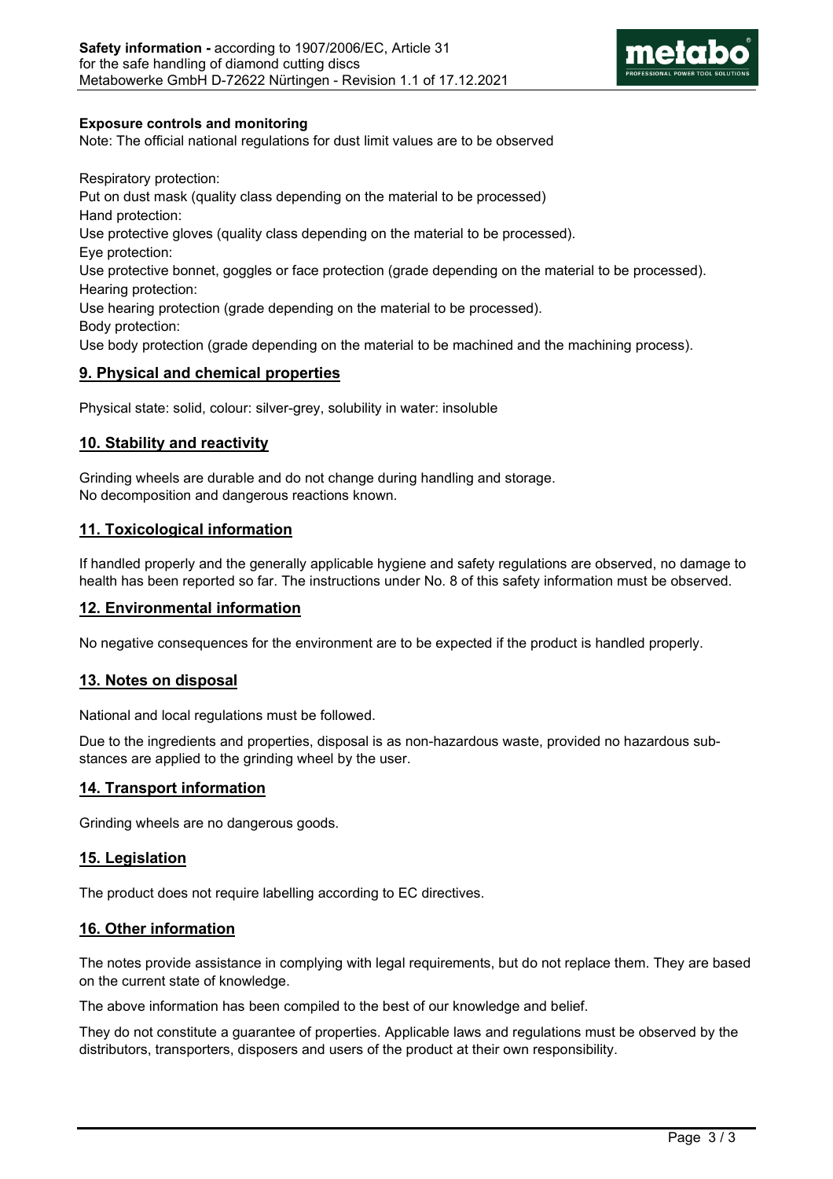**Exposure controls and monitoring**

Note: The official national regulations for dust limit values are to be observed

Respiratory protection:
Put on dust mask (quality class depending on the material to be processed)
Hand protection:
Use protective gloves (quality class depending on the material to be processed).
Eye protection:
Use protective bonnet, goggles or face protection (grade depending on the material to be processed).
Hearing protection:
Use hearing protection (grade depending on the material to be processed).
Body protection:
Use body protection (grade depending on the material to be machined and the machining process).

## 9. Physical and chemical properties

Physical state: solid, colour: silver-grey, solubility in water: insoluble

## 10. Stability and reactivity

Grinding wheels are durable and do not change during handling and storage.
No decomposition and dangerous reactions known.

## 11. Toxicological information

If handled properly and the generally applicable hygiene and safety regulations are observed, no damage to health has been reported so far. The instructions under No. 8 of this safety information must be observed.

## 12. Environmental information

No negative consequences for the environment are to be expected if the product is handled properly.

## 13. Notes on disposal

National and local regulations must be followed.

Due to the ingredients and properties, disposal is as non-hazardous waste, provided no hazardous substances are applied to the grinding wheel by the user.

## 14. Transport information

Grinding wheels are no dangerous goods.

## 15. Legislation

The product does not require labelling according to EC directives.

## 16. Other information

The notes provide assistance in complying with legal requirements, but do not replace them. They are based on the current state of knowledge.

The above information has been compiled to the best of our knowledge and belief.

They do not constitute a guarantee of properties. Applicable laws and regulations must be observed by the distributors, transporters, disposers and users of the product at their own responsibility.